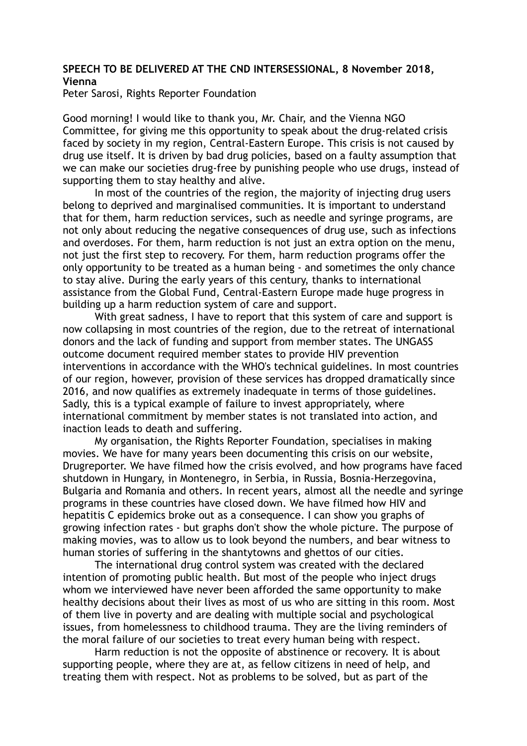**SPEECH TO BE DELIVERED AT THE CND INTERSESSIONAL, 8 November 2018, Vienna**

Peter Sarosi, Rights Reporter Foundation

Good morning! I would like to thank you, Mr. Chair, and the Vienna NGO Committee, for giving me this opportunity to speak about the drug-related crisis faced by society in my region, Central-Eastern Europe. This crisis is not caused by drug use itself. It is driven by bad drug policies, based on a faulty assumption that we can make our societies drug-free by punishing people who use drugs, instead of supporting them to stay healthy and alive.

In most of the countries of the region, the majority of injecting drug users belong to deprived and marginalised communities. It is important to understand that for them, harm reduction services, such as needle and syringe programs, are not only about reducing the negative consequences of drug use, such as infections and overdoses. For them, harm reduction is not just an extra option on the menu, not just the first step to recovery. For them, harm reduction programs offer the only opportunity to be treated as a human being - and sometimes the only chance to stay alive. During the early years of this century, thanks to international assistance from the Global Fund, Central-Eastern Europe made huge progress in building up a harm reduction system of care and support.

With great sadness, I have to report that this system of care and support is now collapsing in most countries of the region, due to the retreat of international donors and the lack of funding and support from member states. The UNGASS outcome document required member states to provide HIV prevention interventions in accordance with the WHO's technical guidelines. In most countries of our region, however, provision of these services has dropped dramatically since 2016, and now qualifies as extremely inadequate in terms of those guidelines. Sadly, this is a typical example of failure to invest appropriately, where international commitment by member states is not translated into action, and inaction leads to death and suffering.

My organisation, the Rights Reporter Foundation, specialises in making movies. We have for many years been documenting this crisis on our website, Drugreporter. We have filmed how the crisis evolved, and how programs have faced shutdown in Hungary, in Montenegro, in Serbia, in Russia, Bosnia-Herzegovina, Bulgaria and Romania and others. In recent years, almost all the needle and syringe programs in these countries have closed down. We have filmed how HIV and hepatitis C epidemics broke out as a consequence. I can show you graphs of growing infection rates - but graphs don't show the whole picture. The purpose of making movies, was to allow us to look beyond the numbers, and bear witness to human stories of suffering in the shantytowns and ghettos of our cities.

The international drug control system was created with the declared intention of promoting public health. But most of the people who inject drugs whom we interviewed have never been afforded the same opportunity to make healthy decisions about their lives as most of us who are sitting in this room. Most of them live in poverty and are dealing with multiple social and psychological issues, from homelessness to childhood trauma. They are the living reminders of the moral failure of our societies to treat every human being with respect.

Harm reduction is not the opposite of abstinence or recovery. It is about supporting people, where they are at, as fellow citizens in need of help, and treating them with respect. Not as problems to be solved, but as part of the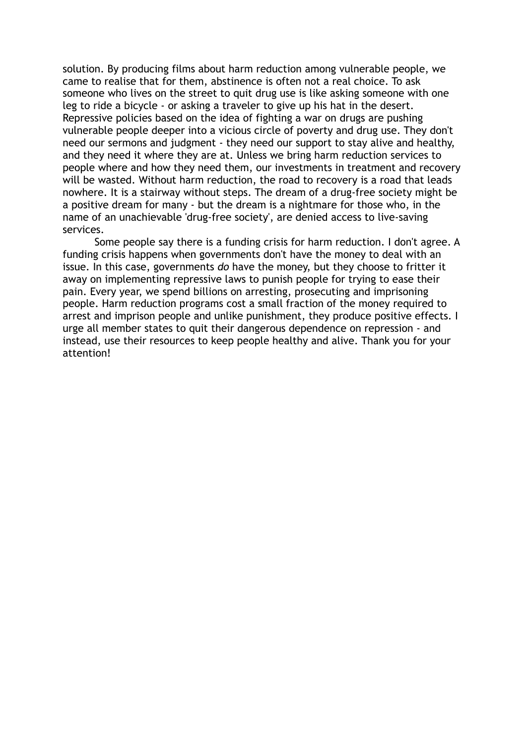solution. By producing films about harm reduction among vulnerable people, we came to realise that for them, abstinence is often not a real choice. To ask someone who lives on the street to quit drug use is like asking someone with one leg to ride a bicycle - or asking a traveler to give up his hat in the desert. Repressive policies based on the idea of fighting a war on drugs are pushing vulnerable people deeper into a vicious circle of poverty and drug use. They don't need our sermons and judgment - they need our support to stay alive and healthy, and they need it where they are at. Unless we bring harm reduction services to people where and how they need them, our investments in treatment and recovery will be wasted. Without harm reduction, the road to recovery is a road that leads nowhere. It is a stairway without steps. The dream of a drug-free society might be a positive dream for many - but the dream is a nightmare for those who, in the name of an unachievable 'drug-free society', are denied access to live-saving services.

Some people say there is a funding crisis for harm reduction. I don't agree. A funding crisis happens when governments don't have the money to deal with an issue. In this case, governments *do* have the money, but they choose to fritter it away on implementing repressive laws to punish people for trying to ease their pain. Every year, we spend billions on arresting, prosecuting and imprisoning people. Harm reduction programs cost a small fraction of the money required to arrest and imprison people and unlike punishment, they produce positive effects. I urge all member states to quit their dangerous dependence on repression - and instead, use their resources to keep people healthy and alive. Thank you for your attention!